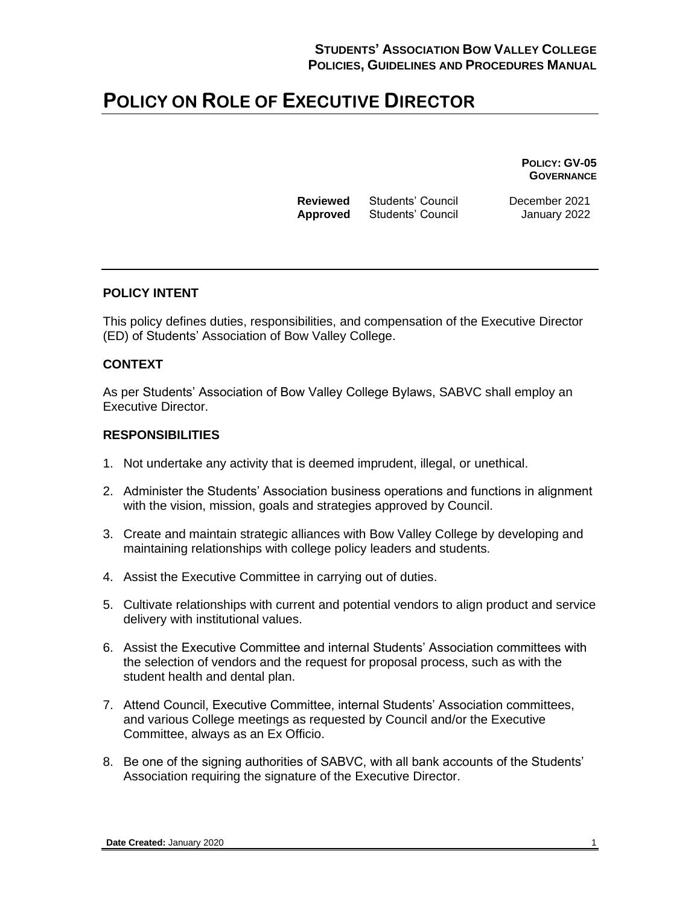# POLICY ON ROLE OF EXECUTIVE DIRECTOR

**POLICY: GV-05**
**GOVERNANCE**

| | | |
|---|---|---|
| **Reviewed** | Students' Council | December 2021 |
| **Approved** | Students' Council | January 2022 |

## POLICY INTENT

This policy defines duties, responsibilities, and compensation of the Executive Director (ED) of Students' Association of Bow Valley College.

## CONTEXT

As per Students' Association of Bow Valley College Bylaws, SABVC shall employ an Executive Director.

## RESPONSIBILITIES

1. Not undertake any activity that is deemed imprudent, illegal, or unethical.

2. Administer the Students' Association business operations and functions in alignment with the vision, mission, goals and strategies approved by Council.

3. Create and maintain strategic alliances with Bow Valley College by developing and maintaining relationships with college policy leaders and students.

4. Assist the Executive Committee in carrying out of duties.

5. Cultivate relationships with current and potential vendors to align product and service delivery with institutional values.

6. Assist the Executive Committee and internal Students' Association committees with the selection of vendors and the request for proposal process, such as with the student health and dental plan.

7. Attend Council, Executive Committee, internal Students' Association committees, and various College meetings as requested by Council and/or the Executive Committee, always as an Ex Officio.

8. Be one of the signing authorities of SABVC, with all bank accounts of the Students' Association requiring the signature of the Executive Director.

**Date Created:** January 2020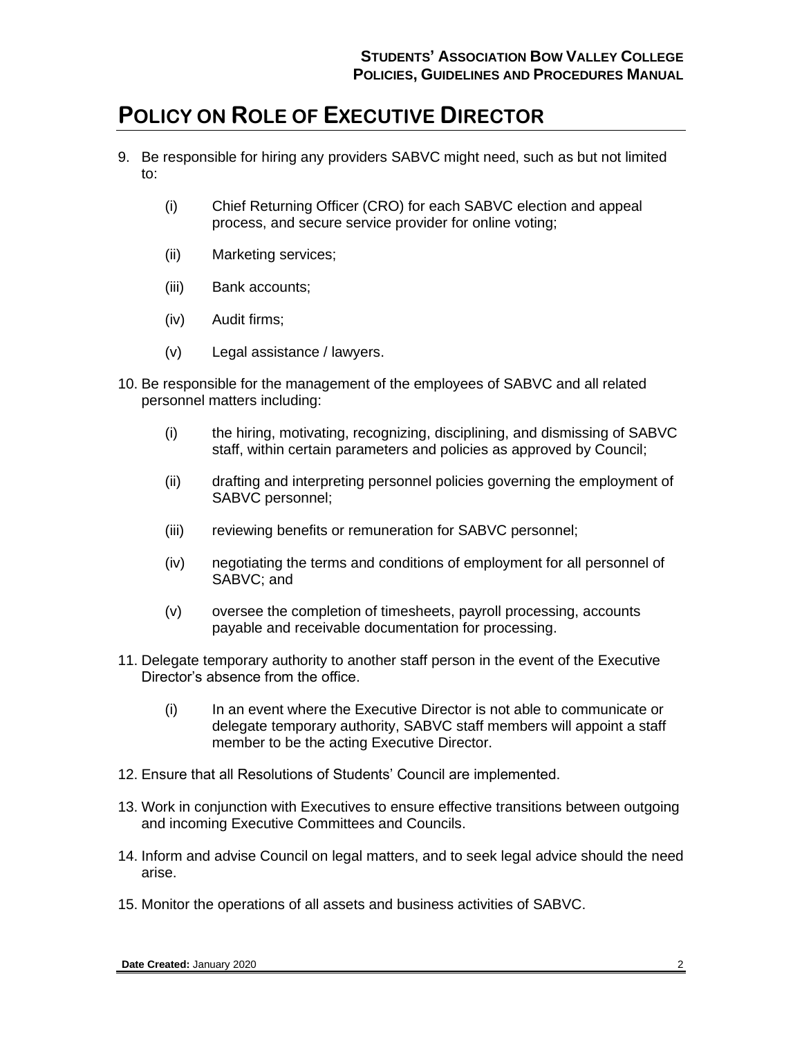# POLICY ON ROLE OF EXECUTIVE DIRECTOR

9. Be responsible for hiring any providers SABVC might need, such as but not limited to:

   (i) Chief Returning Officer (CRO) for each SABVC election and appeal process, and secure service provider for online voting;

   (ii) Marketing services;

   (iii) Bank accounts;

   (iv) Audit firms;

   (v) Legal assistance / lawyers.

10. Be responsible for the management of the employees of SABVC and all related personnel matters including:

    (i) the hiring, motivating, recognizing, disciplining, and dismissing of SABVC staff, within certain parameters and policies as approved by Council;

    (ii) drafting and interpreting personnel policies governing the employment of SABVC personnel;

    (iii) reviewing benefits or remuneration for SABVC personnel;

    (iv) negotiating the terms and conditions of employment for all personnel of SABVC; and

    (v) oversee the completion of timesheets, payroll processing, accounts payable and receivable documentation for processing.

11. Delegate temporary authority to another staff person in the event of the Executive Director's absence from the office.

    (i) In an event where the Executive Director is not able to communicate or delegate temporary authority, SABVC staff members will appoint a staff member to be the acting Executive Director.

12. Ensure that all Resolutions of Students' Council are implemented.

13. Work in conjunction with Executives to ensure effective transitions between outgoing and incoming Executive Committees and Councils.

14. Inform and advise Council on legal matters, and to seek legal advice should the need arise.

15. Monitor the operations of all assets and business activities of SABVC.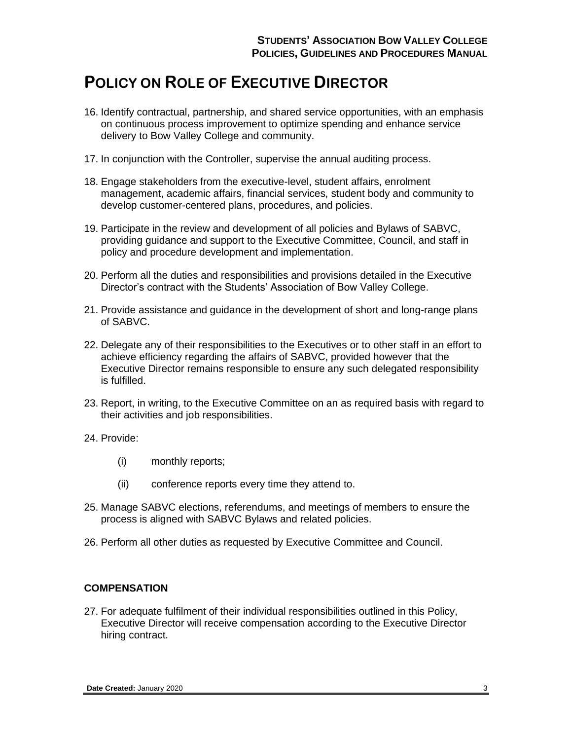# POLICY ON ROLE OF EXECUTIVE DIRECTOR

16. Identify contractual, partnership, and shared service opportunities, with an emphasis on continuous process improvement to optimize spending and enhance service delivery to Bow Valley College and community.

17. In conjunction with the Controller, supervise the annual auditing process.

18. Engage stakeholders from the executive-level, student affairs, enrolment management, academic affairs, financial services, student body and community to develop customer-centered plans, procedures, and policies.

19. Participate in the review and development of all policies and Bylaws of SABVC, providing guidance and support to the Executive Committee, Council, and staff in policy and procedure development and implementation.

20. Perform all the duties and responsibilities and provisions detailed in the Executive Director's contract with the Students' Association of Bow Valley College.

21. Provide assistance and guidance in the development of short and long-range plans of SABVC.

22. Delegate any of their responsibilities to the Executives or to other staff in an effort to achieve efficiency regarding the affairs of SABVC, provided however that the Executive Director remains responsible to ensure any such delegated responsibility is fulfilled.

23. Report, in writing, to the Executive Committee on an as required basis with regard to their activities and job responsibilities.

24. Provide:

    (i) monthly reports;

    (ii) conference reports every time they attend to.

25. Manage SABVC elections, referendums, and meetings of members to ensure the process is aligned with SABVC Bylaws and related policies.

26. Perform all other duties as requested by Executive Committee and Council.

**COMPENSATION**

27. For adequate fulfilment of their individual responsibilities outlined in this Policy, Executive Director will receive compensation according to the Executive Director hiring contract.

**Date Created:** January 2020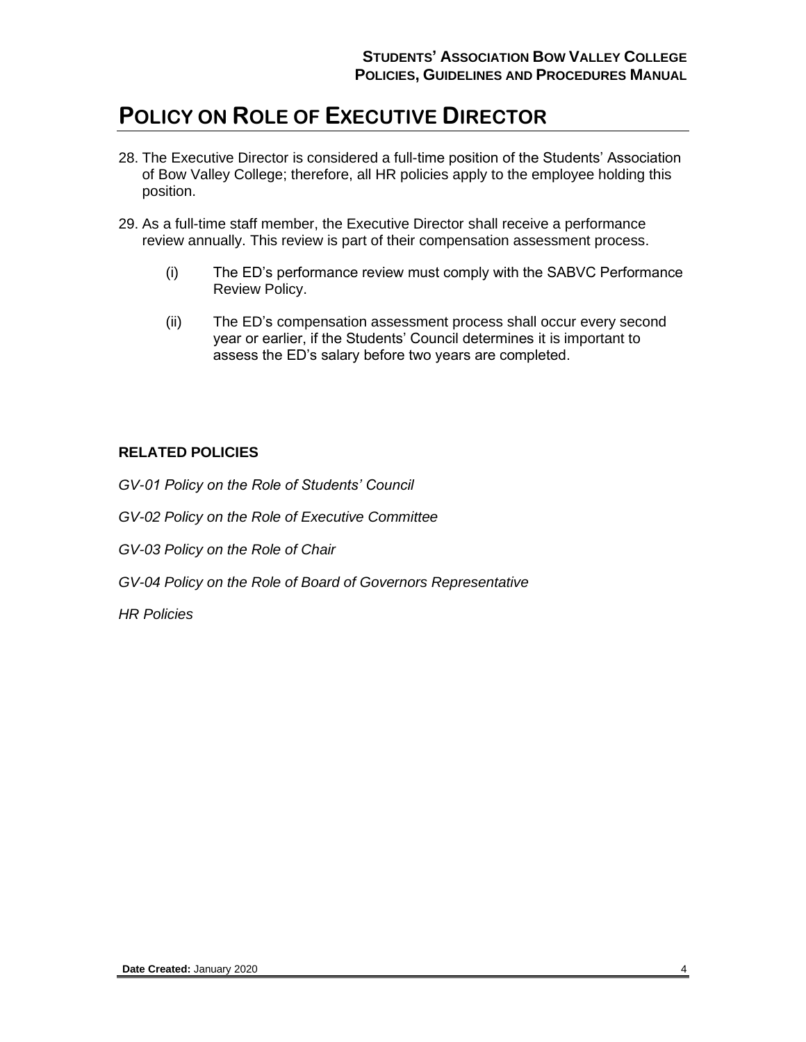# POLICY ON ROLE OF EXECUTIVE DIRECTOR

28. The Executive Director is considered a full-time position of the Students' Association of Bow Valley College; therefore, all HR policies apply to the employee holding this position.

29. As a full-time staff member, the Executive Director shall receive a performance review annually. This review is part of their compensation assessment process.

    (i) The ED's performance review must comply with the SABVC Performance Review Policy.

    (ii) The ED's compensation assessment process shall occur every second year or earlier, if the Students' Council determines it is important to assess the ED's salary before two years are completed.

**RELATED POLICIES**

*GV-01 Policy on the Role of Students' Council*

*GV-02 Policy on the Role of Executive Committee*

*GV-03 Policy on the Role of Chair*

*GV-04 Policy on the Role of Board of Governors Representative*

*HR Policies*

**Date Created:** January 2020